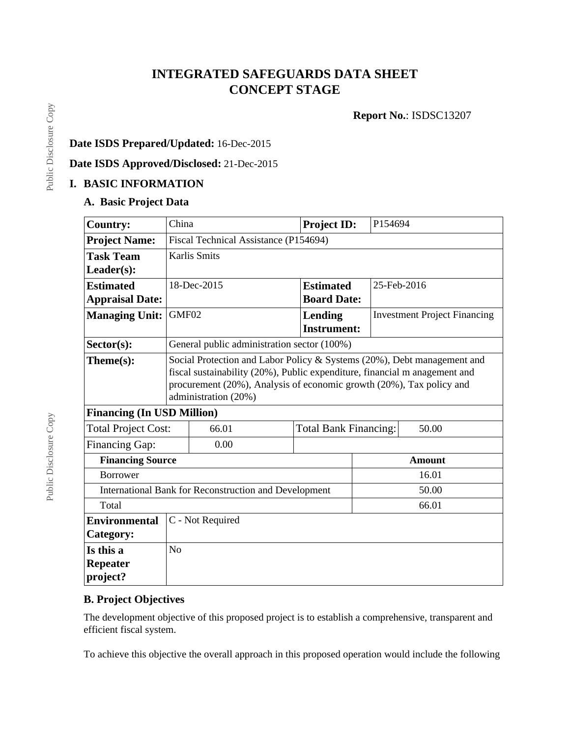# INTEGRATED SAFEGUARDS DATA SHEET
# CONCEPT STAGE

**Report No.**: ISDSC13207

**Date ISDS Prepared/Updated:** 16-Dec-2015

**Date ISDS Approved/Disclosed:** 21-Dec-2015

## I. BASIC INFORMATION

### A. Basic Project Data

| **Country:** | China | **Project ID:** | P154694 |
|---|---|---|---|
| **Project Name:** | Fiscal Technical Assistance (P154694) | | |
| **Task Team Leader(s):** | Karlis Smits | | |
| **Estimated Appraisal Date:** | 18-Dec-2015 | **Estimated Board Date:** | 25-Feb-2016 |
| **Managing Unit:** | GMF02 | **Lending Instrument:** | Investment Project Financing |
| **Sector(s):** | General public administration sector (100%) | | |
| **Theme(s):** | Social Protection and Labor Policy & Systems (20%), Debt management and fiscal sustainability (20%), Public expenditure, financial m anagement and procurement (20%), Analysis of economic growth (20%), Tax policy and administration (20%) | | |

**Financing (In USD Million)**

| Total Project Cost: | 66.01 | Total Bank Financing: | 50.00 |
|---|---|---|---|
| Financing Gap: | 0.00 | | |

| **Financing Source** | **Amount** |
|---|---|
| Borrower | 16.01 |
| International Bank for Reconstruction and Development | 50.00 |
| Total | 66.01 |

| | |
|---|---|
| **Environmental Category:** | C - Not Required |
| **Is this a Repeater project?** | No |

### B. Project Objectives

The development objective of this proposed project is to establish a comprehensive, transparent and efficient fiscal system.

To achieve this objective the overall approach in this proposed operation would include the following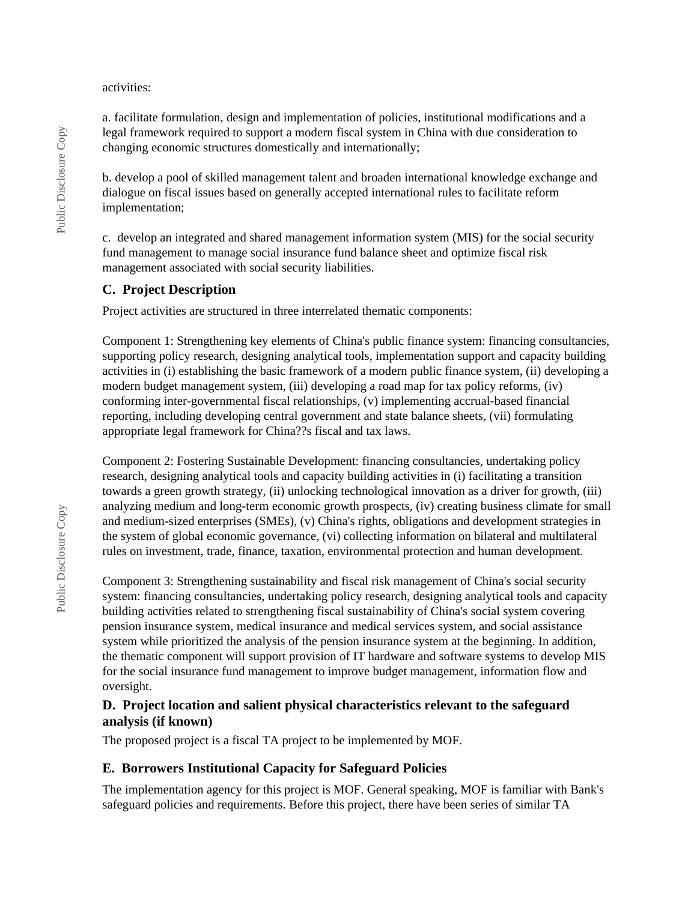activities:

a. facilitate formulation, design and implementation of policies, institutional modifications and a legal framework required to support a modern fiscal system in China with due consideration to changing economic structures domestically and internationally;

b. develop a pool of skilled management talent and broaden international knowledge exchange and dialogue on fiscal issues based on generally accepted international rules to facilitate reform implementation;

c. develop an integrated and shared management information system (MIS) for the social security fund management to manage social insurance fund balance sheet and optimize fiscal risk management associated with social security liabilities.

### C. Project Description

Project activities are structured in three interrelated thematic components:

Component 1: Strengthening key elements of China's public finance system: financing consultancies, supporting policy research, designing analytical tools, implementation support and capacity building activities in (i) establishing the basic framework of a modern public finance system, (ii) developing a modern budget management system, (iii) developing a road map for tax policy reforms, (iv) conforming inter-governmental fiscal relationships, (v) implementing accrual-based financial reporting, including developing central government and state balance sheets, (vii) formulating appropriate legal framework for China??s fiscal and tax laws.

Component 2: Fostering Sustainable Development: financing consultancies, undertaking policy research, designing analytical tools and capacity building activities in (i) facilitating a transition towards a green growth strategy, (ii) unlocking technological innovation as a driver for growth, (iii) analyzing medium and long-term economic growth prospects, (iv) creating business climate for small and medium-sized enterprises (SMEs), (v) China's rights, obligations and development strategies in the system of global economic governance, (vi) collecting information on bilateral and multilateral rules on investment, trade, finance, taxation, environmental protection and human development.

Component 3: Strengthening sustainability and fiscal risk management of China's social security system: financing consultancies, undertaking policy research, designing analytical tools and capacity building activities related to strengthening fiscal sustainability of China's social system covering pension insurance system, medical insurance and medical services system, and social assistance system while prioritized the analysis of the pension insurance system at the beginning. In addition, the thematic component will support provision of IT hardware and software systems to develop MIS for the social insurance fund management to improve budget management, information flow and oversight.

### D. Project location and salient physical characteristics relevant to the safeguard analysis (if known)

The proposed project is a fiscal TA project to be implemented by MOF.

### E. Borrowers Institutional Capacity for Safeguard Policies

The implementation agency for this project is MOF. General speaking, MOF is familiar with Bank's safeguard policies and requirements. Before this project, there have been series of similar TA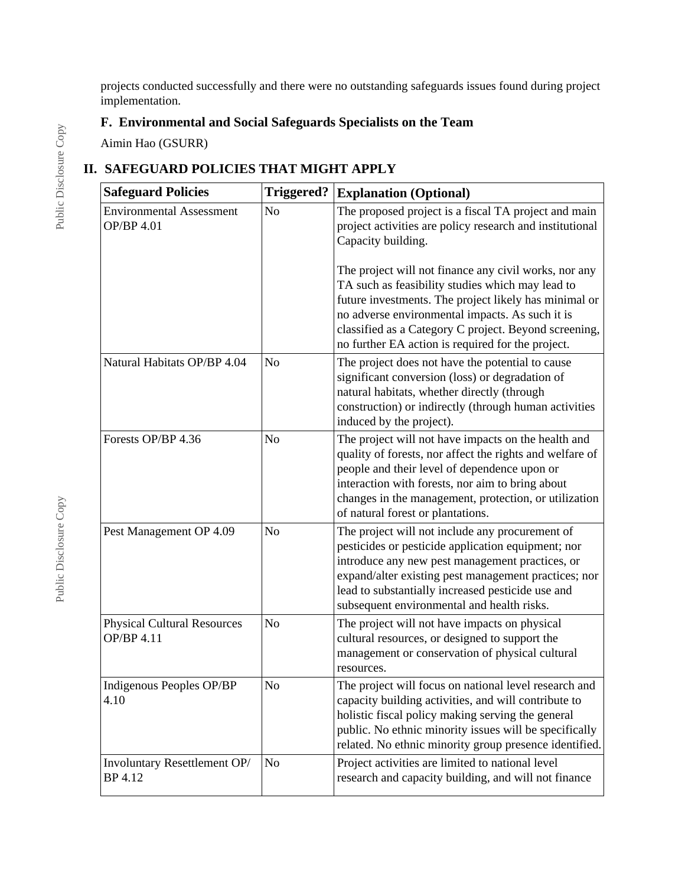projects conducted successfully and there were no outstanding safeguards issues found during project implementation.

### F. Environmental and Social Safeguards Specialists on the Team

Aimin Hao (GSURR)

## II. SAFEGUARD POLICIES THAT MIGHT APPLY

| Safeguard Policies | Triggered? | Explanation (Optional) |
|---|---|---|
| Environmental Assessment OP/BP 4.01 | No | The proposed project is a fiscal TA project and main project activities are policy research and institutional Capacity building.<br><br>The project will not finance any civil works, nor any TA such as feasibility studies which may lead to future investments. The project likely has minimal or no adverse environmental impacts. As such it is classified as a Category C project. Beyond screening, no further EA action is required for the project. |
| Natural Habitats OP/BP 4.04 | No | The project does not have the potential to cause significant conversion (loss) or degradation of natural habitats, whether directly (through construction) or indirectly (through human activities induced by the project). |
| Forests OP/BP 4.36 | No | The project will not have impacts on the health and quality of forests, nor affect the rights and welfare of people and their level of dependence upon or interaction with forests, nor aim to bring about changes in the management, protection, or utilization of natural forest or plantations. |
| Pest Management OP 4.09 | No | The project will not include any procurement of pesticides or pesticide application equipment; nor introduce any new pest management practices, or expand/alter existing pest management practices; nor lead to substantially increased pesticide use and subsequent environmental and health risks. |
| Physical Cultural Resources OP/BP 4.11 | No | The project will not have impacts on physical cultural resources, or designed to support the management or conservation of physical cultural resources. |
| Indigenous Peoples OP/BP 4.10 | No | The project will focus on national level research and capacity building activities, and will contribute to holistic fiscal policy making serving the general public. No ethnic minority issues will be specifically related. No ethnic minority group presence identified. |
| Involuntary Resettlement OP/BP 4.12 | No | Project activities are limited to national level research and capacity building, and will not finance |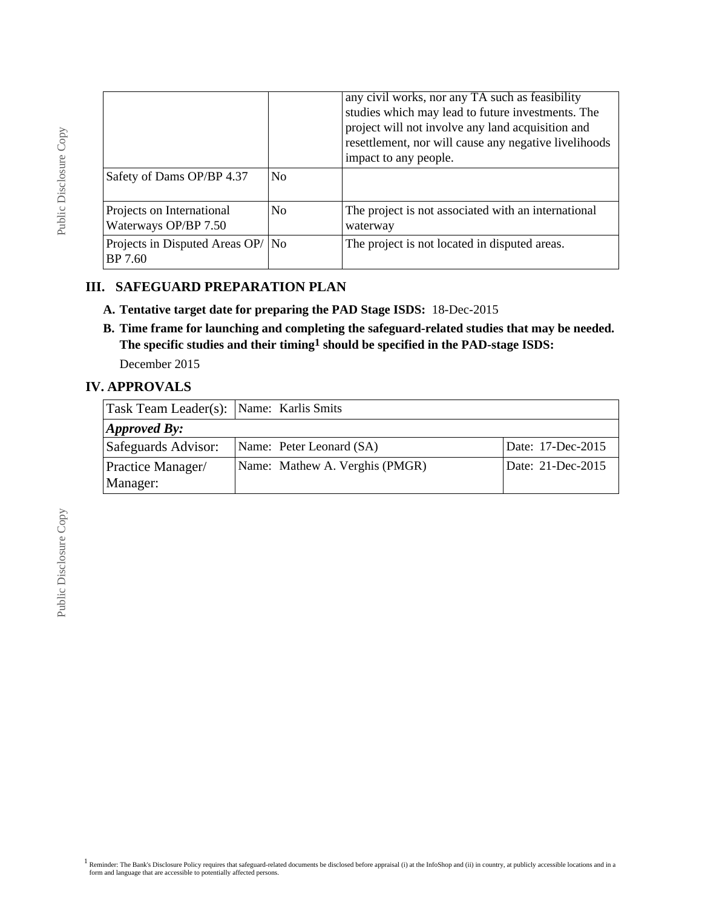| | | |
|---|---|---|
| | | any civil works, nor any TA such as feasibility studies which may lead to future investments. The project will not involve any land acquisition and resettlement, nor will cause any negative livelihoods impact to any people. |
| Safety of Dams OP/BP 4.37 | No | |
| Projects on International Waterways OP/BP 7.50 | No | The project is not associated with an international waterway |
| Projects in Disputed Areas OP/ BP 7.60 | No | The project is not located in disputed areas. |

## III. SAFEGUARD PREPARATION PLAN

**A. Tentative target date for preparing the PAD Stage ISDS:** 18-Dec-2015

**B. Time frame for launching and completing the safeguard-related studies that may be needed. The specific studies and their timing[1] should be specified in the PAD-stage ISDS:**

December 2015

## IV. APPROVALS

| | | |
|---|---|---|
| Task Team Leader(s): | Name: Karlis Smits | |
| ***Approved By:*** | | |
| Safeguards Advisor: | Name: Peter Leonard (SA) | Date: 17-Dec-2015 |
| Practice Manager/ Manager: | Name: Mathew A. Verghis (PMGR) | Date: 21-Dec-2015 |

[1] Reminder: The Bank's Disclosure Policy requires that safeguard-related documents be disclosed before appraisal (i) at the InfoShop and (ii) in country, at publicly accessible locations and in a form and language that are accessible to potentially affected persons.